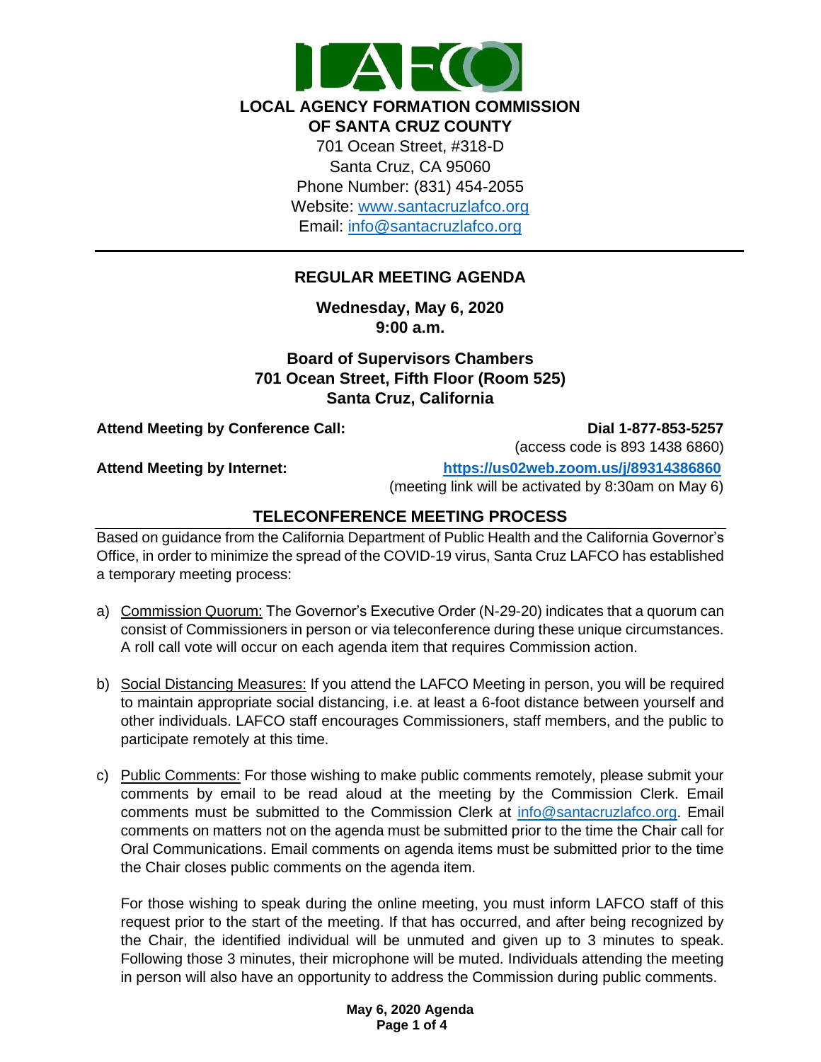**LOCAL AGENCY FORMATION COMMISSION**
**OF SANTA CRUZ COUNTY**
701 Ocean Street, #318-D
Santa Cruz, CA 95060
Phone Number: (831) 454-2055
Website: www.santacruzlafco.org
Email: info@santacruzlafco.org

---

# REGULAR MEETING AGENDA

**Wednesday, May 6, 2020**
**9:00 a.m.**

**Board of Supervisors Chambers**
**701 Ocean Street, Fifth Floor (Room 525)**
**Santa Cruz, California**

**Attend Meeting by Conference Call:** **Dial 1-877-853-5257**
(access code is 893 1438 6860)

**Attend Meeting by Internet:** **https://us02web.zoom.us/j/89314386860**
(meeting link will be activated by 8:30am on May 6)

## TELECONFERENCE MEETING PROCESS

Based on guidance from the California Department of Public Health and the California Governor's Office, in order to minimize the spread of the COVID-19 virus, Santa Cruz LAFCO has established a temporary meeting process:

a) Commission Quorum: The Governor's Executive Order (N-29-20) indicates that a quorum can consist of Commissioners in person or via teleconference during these unique circumstances. A roll call vote will occur on each agenda item that requires Commission action.

b) Social Distancing Measures: If you attend the LAFCO Meeting in person, you will be required to maintain appropriate social distancing, i.e. at least a 6-foot distance between yourself and other individuals. LAFCO staff encourages Commissioners, staff members, and the public to participate remotely at this time.

c) Public Comments: For those wishing to make public comments remotely, please submit your comments by email to be read aloud at the meeting by the Commission Clerk. Email comments must be submitted to the Commission Clerk at info@santacruzlafco.org. Email comments on matters not on the agenda must be submitted prior to the time the Chair call for Oral Communications. Email comments on agenda items must be submitted prior to the time the Chair closes public comments on the agenda item.

   For those wishing to speak during the online meeting, you must inform LAFCO staff of this request prior to the start of the meeting. If that has occurred, and after being recognized by the Chair, the identified individual will be unmuted and given up to 3 minutes to speak. Following those 3 minutes, their microphone will be muted. Individuals attending the meeting in person will also have an opportunity to address the Commission during public comments.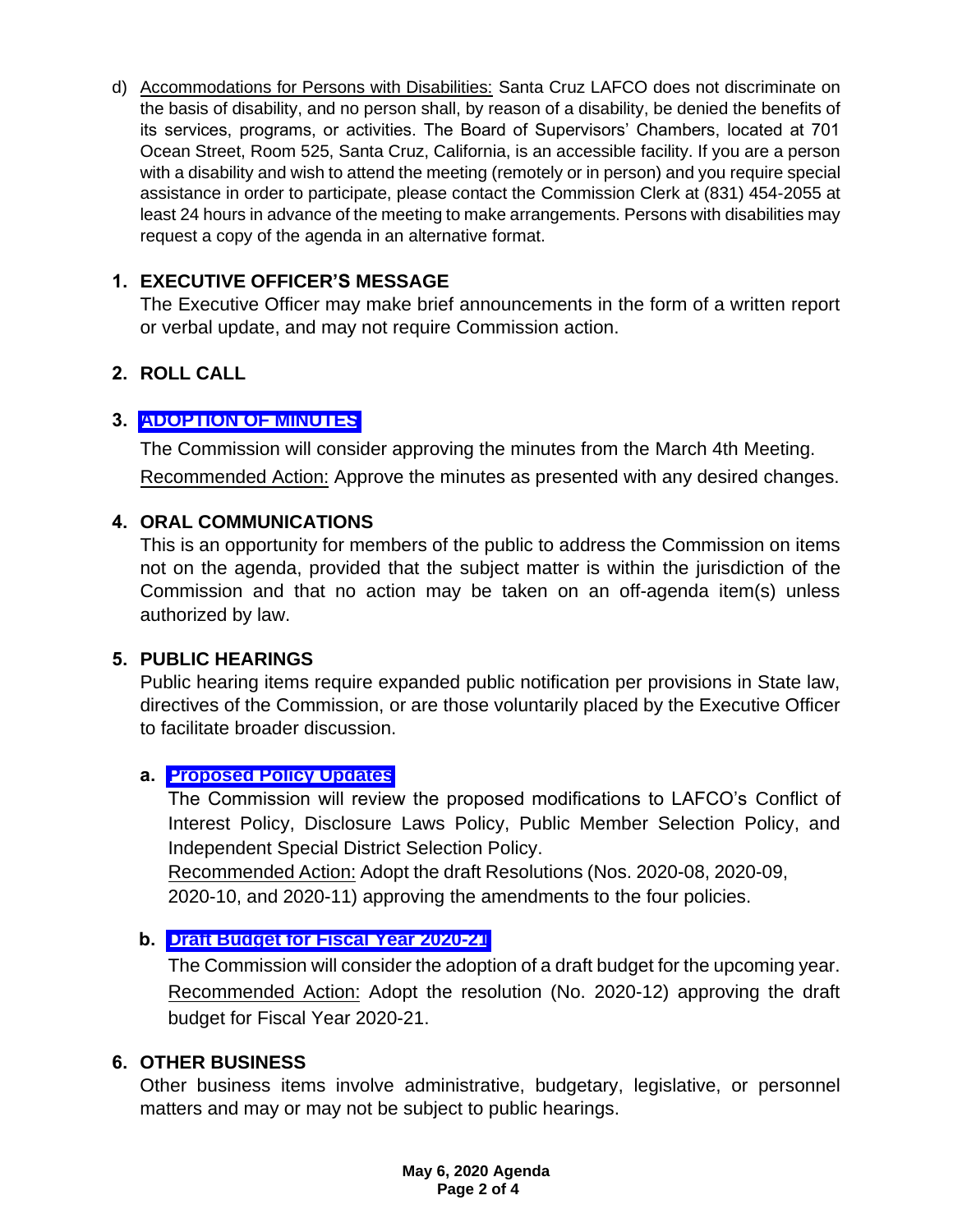d) Accommodations for Persons with Disabilities: Santa Cruz LAFCO does not discriminate on the basis of disability, and no person shall, by reason of a disability, be denied the benefits of its services, programs, or activities. The Board of Supervisors' Chambers, located at 701 Ocean Street, Room 525, Santa Cruz, California, is an accessible facility. If you are a person with a disability and wish to attend the meeting (remotely or in person) and you require special assistance in order to participate, please contact the Commission Clerk at (831) 454-2055 at least 24 hours in advance of the meeting to make arrangements. Persons with disabilities may request a copy of the agenda in an alternative format.

## 1. EXECUTIVE OFFICER'S MESSAGE

The Executive Officer may make brief announcements in the form of a written report or verbal update, and may not require Commission action.

## 2. ROLL CALL

## 3. ADOPTION OF MINUTES

The Commission will consider approving the minutes from the March 4th Meeting.

Recommended Action: Approve the minutes as presented with any desired changes.

## 4. ORAL COMMUNICATIONS

This is an opportunity for members of the public to address the Commission on items not on the agenda, provided that the subject matter is within the jurisdiction of the Commission and that no action may be taken on an off-agenda item(s) unless authorized by law.

## 5. PUBLIC HEARINGS

Public hearing items require expanded public notification per provisions in State law, directives of the Commission, or are those voluntarily placed by the Executive Officer to facilitate broader discussion.

### a. Proposed Policy Updates

The Commission will review the proposed modifications to LAFCO's Conflict of Interest Policy, Disclosure Laws Policy, Public Member Selection Policy, and Independent Special District Selection Policy.

Recommended Action: Adopt the draft Resolutions (Nos. 2020-08, 2020-09, 2020-10, and 2020-11) approving the amendments to the four policies.

### b. Draft Budget for Fiscal Year 2020-21

The Commission will consider the adoption of a draft budget for the upcoming year.

Recommended Action: Adopt the resolution (No. 2020-12) approving the draft budget for Fiscal Year 2020-21.

## 6. OTHER BUSINESS

Other business items involve administrative, budgetary, legislative, or personnel matters and may or may not be subject to public hearings.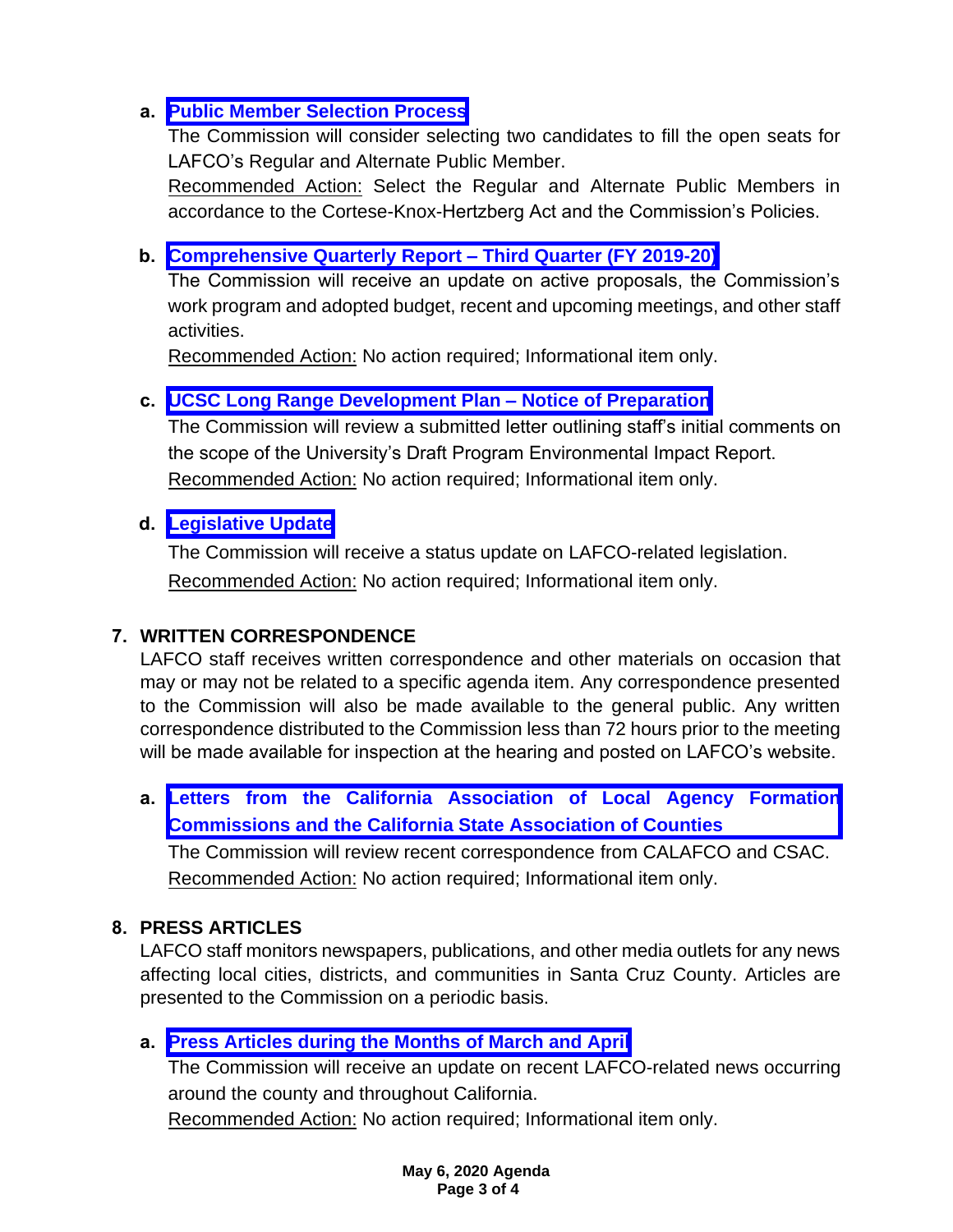a. **Public Member Selection Process**
The Commission will consider selecting two candidates to fill the open seats for LAFCO's Regular and Alternate Public Member.
Recommended Action: Select the Regular and Alternate Public Members in accordance to the Cortese-Knox-Hertzberg Act and the Commission's Policies.

b. **Comprehensive Quarterly Report – Third Quarter (FY 2019-20)**
The Commission will receive an update on active proposals, the Commission's work program and adopted budget, recent and upcoming meetings, and other staff activities.
Recommended Action: No action required; Informational item only.

c. **UCSC Long Range Development Plan – Notice of Preparation**
The Commission will review a submitted letter outlining staff's initial comments on the scope of the University's Draft Program Environmental Impact Report.
Recommended Action: No action required; Informational item only.

d. **Legislative Update**
The Commission will receive a status update on LAFCO-related legislation.
Recommended Action: No action required; Informational item only.

## 7. WRITTEN CORRESPONDENCE

LAFCO staff receives written correspondence and other materials on occasion that may or may not be related to a specific agenda item. Any correspondence presented to the Commission will also be made available to the general public. Any written correspondence distributed to the Commission less than 72 hours prior to the meeting will be made available for inspection at the hearing and posted on LAFCO's website.

a. **Letters from the California Association of Local Agency Formation Commissions and the California State Association of Counties**
The Commission will review recent correspondence from CALAFCO and CSAC.
Recommended Action: No action required; Informational item only.

## 8. PRESS ARTICLES

LAFCO staff monitors newspapers, publications, and other media outlets for any news affecting local cities, districts, and communities in Santa Cruz County. Articles are presented to the Commission on a periodic basis.

a. **Press Articles during the Months of March and April**
The Commission will receive an update on recent LAFCO-related news occurring around the county and throughout California.
Recommended Action: No action required; Informational item only.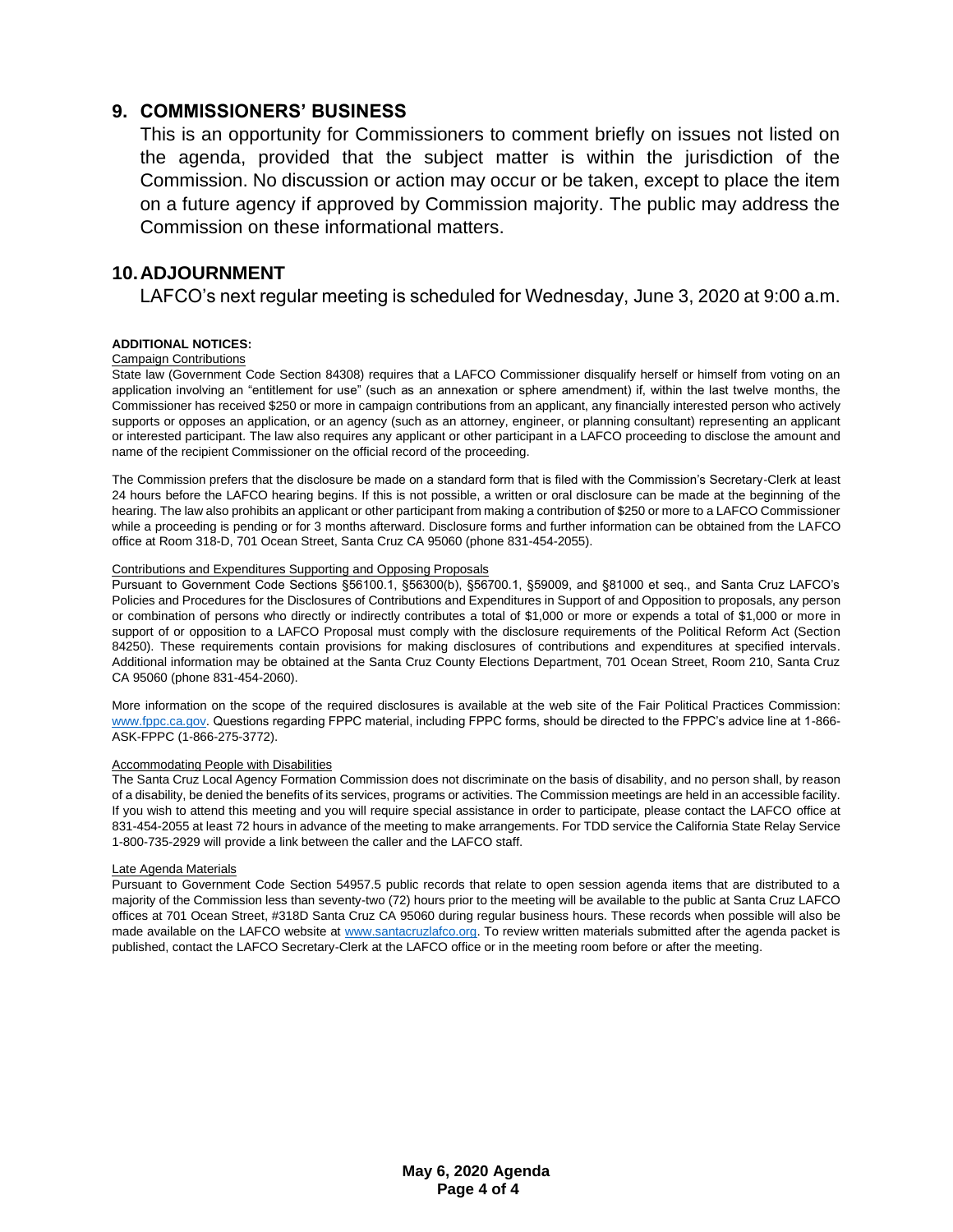## 9. COMMISSIONERS' BUSINESS

This is an opportunity for Commissioners to comment briefly on issues not listed on the agenda, provided that the subject matter is within the jurisdiction of the Commission. No discussion or action may occur or be taken, except to place the item on a future agency if approved by Commission majority. The public may address the Commission on these informational matters.

## 10. ADJOURNMENT

LAFCO's next regular meeting is scheduled for Wednesday, June 3, 2020 at 9:00 a.m.

**ADDITIONAL NOTICES:**

Campaign Contributions

State law (Government Code Section 84308) requires that a LAFCO Commissioner disqualify herself or himself from voting on an application involving an "entitlement for use" (such as an annexation or sphere amendment) if, within the last twelve months, the Commissioner has received $250 or more in campaign contributions from an applicant, any financially interested person who actively supports or opposes an application, or an agency (such as an attorney, engineer, or planning consultant) representing an applicant or interested participant. The law also requires any applicant or other participant in a LAFCO proceeding to disclose the amount and name of the recipient Commissioner on the official record of the proceeding.

The Commission prefers that the disclosure be made on a standard form that is filed with the Commission's Secretary-Clerk at least 24 hours before the LAFCO hearing begins. If this is not possible, a written or oral disclosure can be made at the beginning of the hearing. The law also prohibits an applicant or other participant from making a contribution of $250 or more to a LAFCO Commissioner while a proceeding is pending or for 3 months afterward. Disclosure forms and further information can be obtained from the LAFCO office at Room 318-D, 701 Ocean Street, Santa Cruz CA 95060 (phone 831-454-2055).

Contributions and Expenditures Supporting and Opposing Proposals

Pursuant to Government Code Sections §56100.1, §56300(b), §56700.1, §59009, and §81000 et seq., and Santa Cruz LAFCO's Policies and Procedures for the Disclosures of Contributions and Expenditures in Support of and Opposition to proposals, any person or combination of persons who directly or indirectly contributes a total of $1,000 or more or expends a total of $1,000 or more in support of or opposition to a LAFCO Proposal must comply with the disclosure requirements of the Political Reform Act (Section 84250). These requirements contain provisions for making disclosures of contributions and expenditures at specified intervals. Additional information may be obtained at the Santa Cruz County Elections Department, 701 Ocean Street, Room 210, Santa Cruz CA 95060 (phone 831-454-2060).

More information on the scope of the required disclosures is available at the web site of the Fair Political Practices Commission: www.fppc.ca.gov. Questions regarding FPPC material, including FPPC forms, should be directed to the FPPC's advice line at 1-866-ASK-FPPC (1-866-275-3772).

Accommodating People with Disabilities

The Santa Cruz Local Agency Formation Commission does not discriminate on the basis of disability, and no person shall, by reason of a disability, be denied the benefits of its services, programs or activities. The Commission meetings are held in an accessible facility. If you wish to attend this meeting and you will require special assistance in order to participate, please contact the LAFCO office at 831-454-2055 at least 72 hours in advance of the meeting to make arrangements. For TDD service the California State Relay Service 1-800-735-2929 will provide a link between the caller and the LAFCO staff.

Late Agenda Materials

Pursuant to Government Code Section 54957.5 public records that relate to open session agenda items that are distributed to a majority of the Commission less than seventy-two (72) hours prior to the meeting will be available to the public at Santa Cruz LAFCO offices at 701 Ocean Street, #318D Santa Cruz CA 95060 during regular business hours. These records when possible will also be made available on the LAFCO website at www.santacruzlafco.org. To review written materials submitted after the agenda packet is published, contact the LAFCO Secretary-Clerk at the LAFCO office or in the meeting room before or after the meeting.